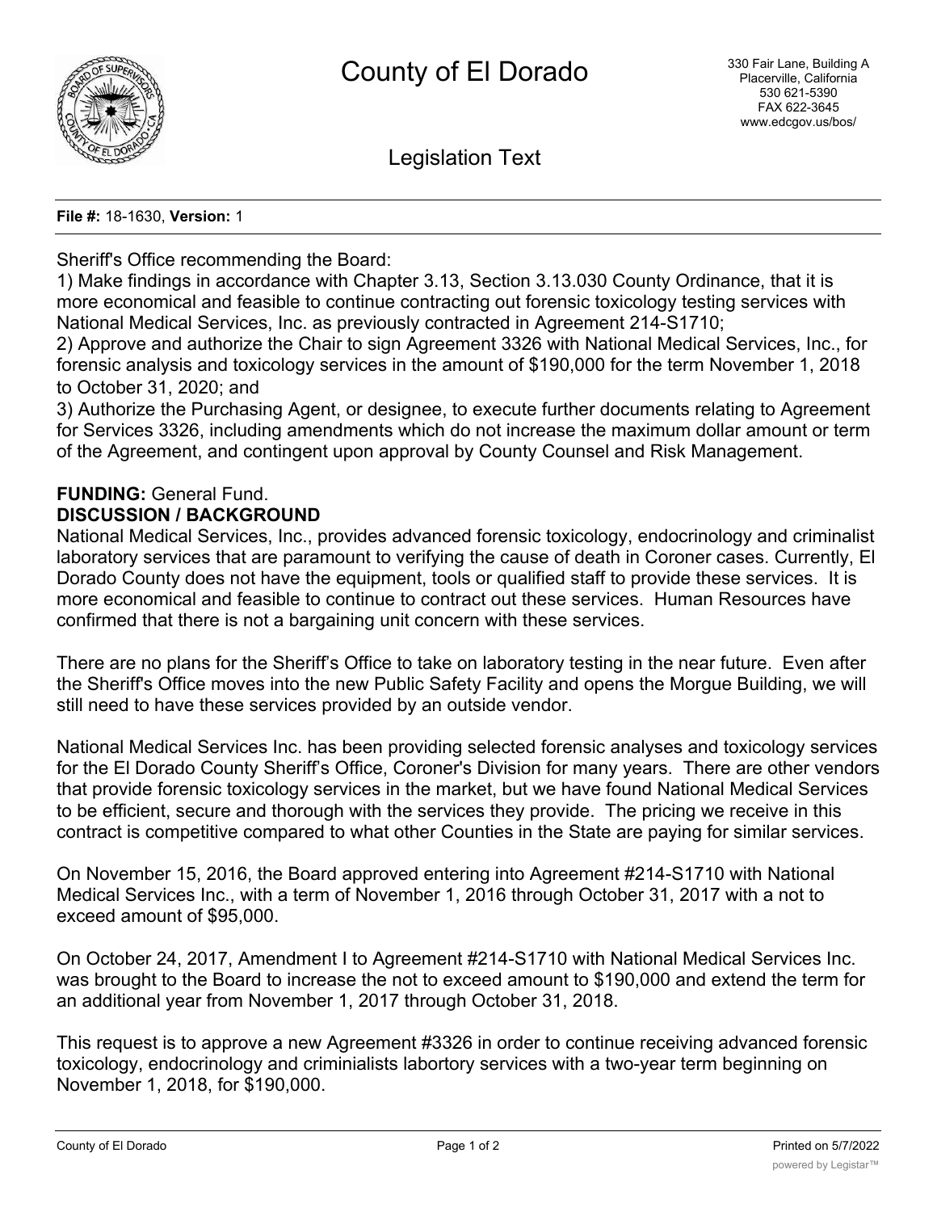# County of El Dorado

330 Fair Lane, Building A
Placerville, California
530 621-5390
FAX 622-3645
www.edcgov.us/bos/

## Legislation Text

**File #:** 18-1630, **Version:** 1

Sheriff's Office recommending the Board:
1) Make findings in accordance with Chapter 3.13, Section 3.13.030 County Ordinance, that it is more economical and feasible to continue contracting out forensic toxicology testing services with National Medical Services, Inc. as previously contracted in Agreement 214-S1710;
2) Approve and authorize the Chair to sign Agreement 3326 with National Medical Services, Inc., for forensic analysis and toxicology services in the amount of $190,000 for the term November 1, 2018 to October 31, 2020; and
3) Authorize the Purchasing Agent, or designee, to execute further documents relating to Agreement for Services 3326, including amendments which do not increase the maximum dollar amount or term of the Agreement, and contingent upon approval by County Counsel and Risk Management.

**FUNDING:** General Fund.
**DISCUSSION / BACKGROUND**
National Medical Services, Inc., provides advanced forensic toxicology, endocrinology and criminalist laboratory services that are paramount to verifying the cause of death in Coroner cases. Currently, El Dorado County does not have the equipment, tools or qualified staff to provide these services. It is more economical and feasible to continue to contract out these services. Human Resources have confirmed that there is not a bargaining unit concern with these services.

There are no plans for the Sheriff's Office to take on laboratory testing in the near future. Even after the Sheriff's Office moves into the new Public Safety Facility and opens the Morgue Building, we will still need to have these services provided by an outside vendor.

National Medical Services Inc. has been providing selected forensic analyses and toxicology services for the El Dorado County Sheriff's Office, Coroner's Division for many years. There are other vendors that provide forensic toxicology services in the market, but we have found National Medical Services to be efficient, secure and thorough with the services they provide. The pricing we receive in this contract is competitive compared to what other Counties in the State are paying for similar services.

On November 15, 2016, the Board approved entering into Agreement #214-S1710 with National Medical Services Inc., with a term of November 1, 2016 through October 31, 2017 with a not to exceed amount of $95,000.

On October 24, 2017, Amendment I to Agreement #214-S1710 with National Medical Services Inc. was brought to the Board to increase the not to exceed amount to $190,000 and extend the term for an additional year from November 1, 2017 through October 31, 2018.

This request is to approve a new Agreement #3326 in order to continue receiving advanced forensic toxicology, endocrinology and criminialists labortory services with a two-year term beginning on November 1, 2018, for $190,000.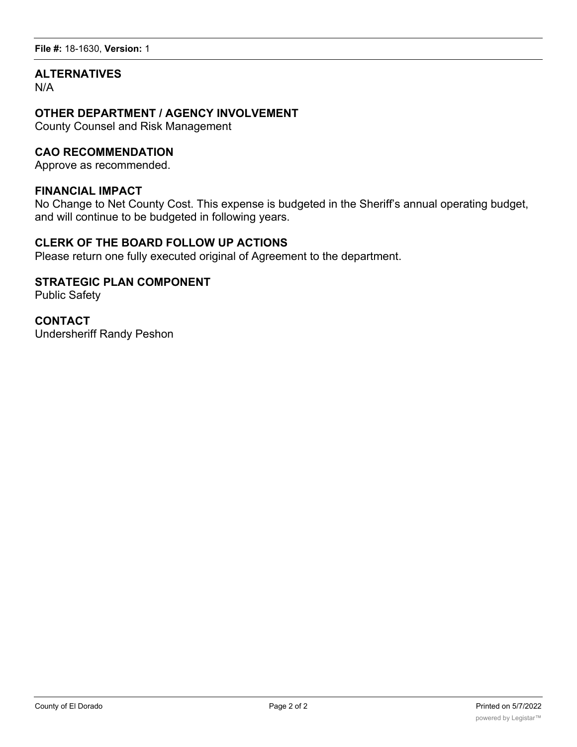**File #:** 18-1630, **Version:** 1

## ALTERNATIVES

N/A

## OTHER DEPARTMENT / AGENCY INVOLVEMENT

County Counsel and Risk Management

## CAO RECOMMENDATION

Approve as recommended.

## FINANCIAL IMPACT

No Change to Net County Cost. This expense is budgeted in the Sheriff's annual operating budget, and will continue to be budgeted in following years.

## CLERK OF THE BOARD FOLLOW UP ACTIONS

Please return one fully executed original of Agreement to the department.

## STRATEGIC PLAN COMPONENT

Public Safety

## CONTACT

Undersheriff Randy Peshon